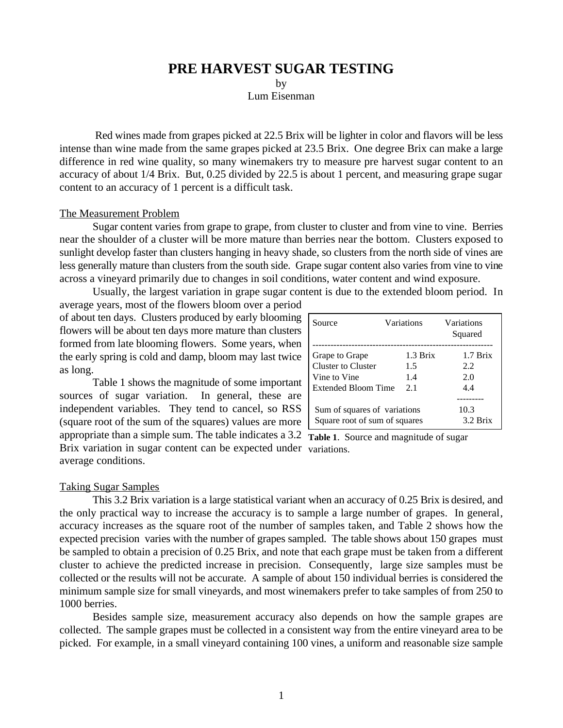# PRE HARVEST SUGAR TESTING

by
Lum Eisenman

Red wines made from grapes picked at 22.5 Brix will be lighter in color and flavors will be less intense than wine made from the same grapes picked at 23.5 Brix. One degree Brix can make a large difference in red wine quality, so many winemakers try to measure pre harvest sugar content to an accuracy of about 1/4 Brix. But, 0.25 divided by 22.5 is about 1 percent, and measuring grape sugar content to an accuracy of 1 percent is a difficult task.

## The Measurement Problem

Sugar content varies from grape to grape, from cluster to cluster and from vine to vine. Berries near the shoulder of a cluster will be more mature than berries near the bottom. Clusters exposed to sunlight develop faster than clusters hanging in heavy shade, so clusters from the north side of vines are less generally mature than clusters from the south side. Grape sugar content also varies from vine to vine across a vineyard primarily due to changes in soil conditions, water content and wind exposure.

Usually, the largest variation in grape sugar content is due to the extended bloom period. In average years, most of the flowers bloom over a period of about ten days. Clusters produced by early blooming flowers will be about ten days more mature than clusters formed from late blooming flowers. Some years, when the early spring is cold and damp, bloom may last twice as long.

Table 1 shows the magnitude of some important sources of sugar variation. In general, these are independent variables. They tend to cancel, so RSS (square root of the sum of the squares) values are more appropriate than a simple sum. The table indicates a 3.2 Brix variation in sugar content can be expected under average conditions.

| Source | Variations | Variations Squared |
|---|---|---|
| Grape to Grape | 1.3 Brix | 1.7 Brix |
| Cluster to Cluster | 1.5 | 2.2 |
| Vine to Vine | 1.4 | 2.0 |
| Extended Bloom Time | 2.1 | 4.4 |
| Sum of squares of variations | | 10.3 |
| Square root of sum of squares | | 3.2 Brix |

**Table 1**. Source and magnitude of sugar variations.

## Taking Sugar Samples

This 3.2 Brix variation is a large statistical variant when an accuracy of 0.25 Brix is desired, and the only practical way to increase the accuracy is to sample a large number of grapes. In general, accuracy increases as the square root of the number of samples taken, and Table 2 shows how the expected precision varies with the number of grapes sampled. The table shows about 150 grapes must be sampled to obtain a precision of 0.25 Brix, and note that each grape must be taken from a different cluster to achieve the predicted increase in precision. Consequently, large size samples must be collected or the results will not be accurate. A sample of about 150 individual berries is considered the minimum sample size for small vineyards, and most winemakers prefer to take samples of from 250 to 1000 berries.

Besides sample size, measurement accuracy also depends on how the sample grapes are collected. The sample grapes must be collected in a consistent way from the entire vineyard area to be picked. For example, in a small vineyard containing 100 vines, a uniform and reasonable size sample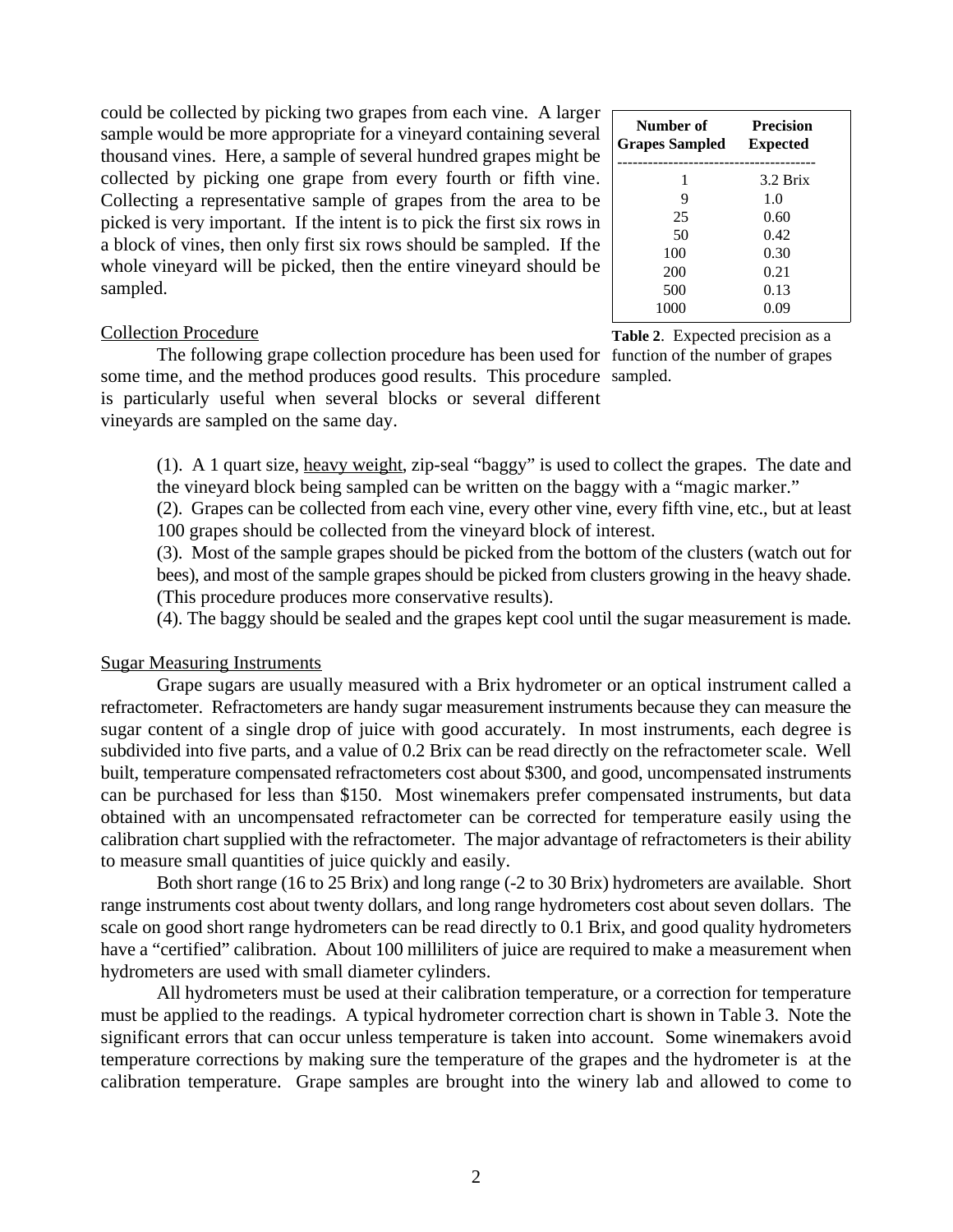could be collected by picking two grapes from each vine. A larger sample would be more appropriate for a vineyard containing several thousand vines. Here, a sample of several hundred grapes might be collected by picking one grape from every fourth or fifth vine. Collecting a representative sample of grapes from the area to be picked is very important. If the intent is to pick the first six rows in a block of vines, then only first six rows should be sampled. If the whole vineyard will be picked, then the entire vineyard should be sampled.

| Number of Grapes Sampled | Precision Expected |
|---|---|
| 1 | 3.2 Brix |
| 9 | 1.0 |
| 25 | 0.60 |
| 50 | 0.42 |
| 100 | 0.30 |
| 200 | 0.21 |
| 500 | 0.13 |
| 1000 | 0.09 |

**Table 2**. Expected precision as a function of the number of grapes sampled.

<u>Collection Procedure</u>

The following grape collection procedure has been used for some time, and the method produces good results. This procedure is particularly useful when several blocks or several different vineyards are sampled on the same day.

(1). A 1 quart size, <u>heavy weight</u>, zip-seal "baggy" is used to collect the grapes. The date and the vineyard block being sampled can be written on the baggy with a "magic marker."

(2). Grapes can be collected from each vine, every other vine, every fifth vine, etc., but at least 100 grapes should be collected from the vineyard block of interest.

(3). Most of the sample grapes should be picked from the bottom of the clusters (watch out for bees), and most of the sample grapes should be picked from clusters growing in the heavy shade. (This procedure produces more conservative results).

(4). The baggy should be sealed and the grapes kept cool until the sugar measurement is made.

<u>Sugar Measuring Instruments</u>

Grape sugars are usually measured with a Brix hydrometer or an optical instrument called a refractometer. Refractometers are handy sugar measurement instruments because they can measure the sugar content of a single drop of juice with good accurately. In most instruments, each degree is subdivided into five parts, and a value of 0.2 Brix can be read directly on the refractometer scale. Well built, temperature compensated refractometers cost about $300, and good, uncompensated instruments can be purchased for less than $150. Most winemakers prefer compensated instruments, but data obtained with an uncompensated refractometer can be corrected for temperature easily using the calibration chart supplied with the refractometer. The major advantage of refractometers is their ability to measure small quantities of juice quickly and easily.

Both short range (16 to 25 Brix) and long range (-2 to 30 Brix) hydrometers are available. Short range instruments cost about twenty dollars, and long range hydrometers cost about seven dollars. The scale on good short range hydrometers can be read directly to 0.1 Brix, and good quality hydrometers have a "certified" calibration. About 100 milliliters of juice are required to make a measurement when hydrometers are used with small diameter cylinders.

All hydrometers must be used at their calibration temperature, or a correction for temperature must be applied to the readings. A typical hydrometer correction chart is shown in Table 3. Note the significant errors that can occur unless temperature is taken into account. Some winemakers avoid temperature corrections by making sure the temperature of the grapes and the hydrometer is at the calibration temperature. Grape samples are brought into the winery lab and allowed to come to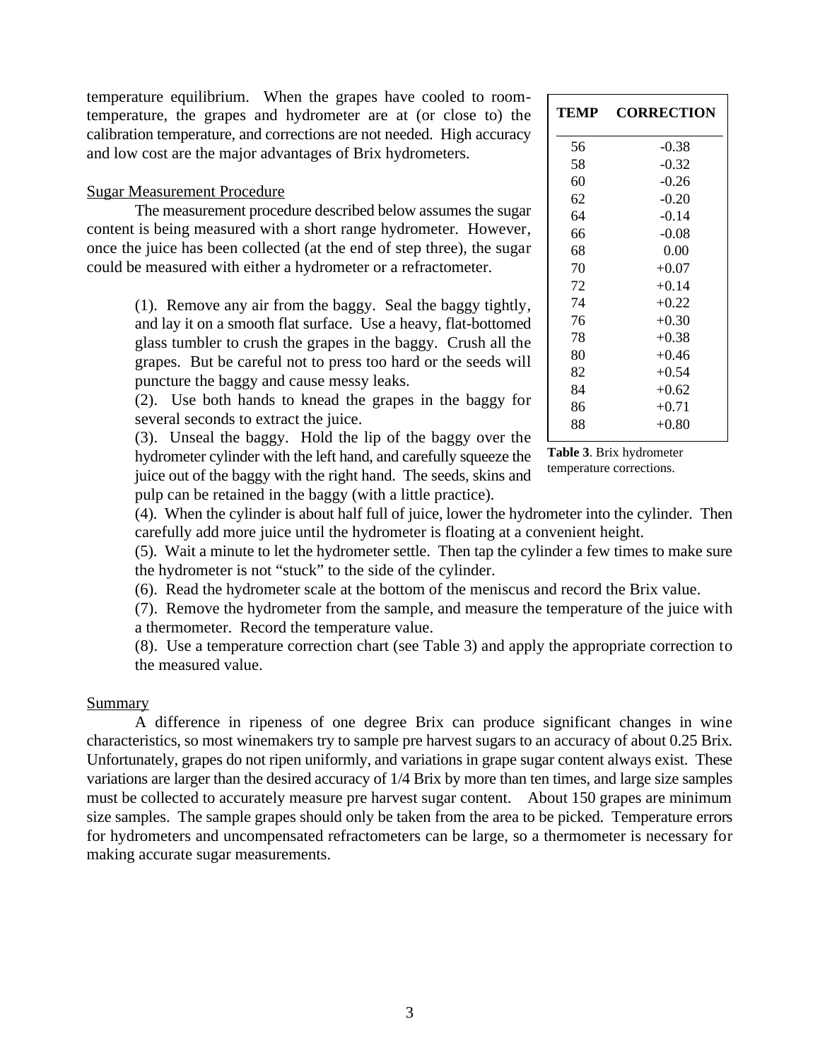temperature equilibrium. When the grapes have cooled to room-temperature, the grapes and hydrometer are at (or close to) the calibration temperature, and corrections are not needed. High accuracy and low cost are the major advantages of Brix hydrometers.

| TEMP | CORRECTION |
|---|---|
| 56 | -0.38 |
| 58 | -0.32 |
| 60 | -0.26 |
| 62 | -0.20 |
| 64 | -0.14 |
| 66 | -0.08 |
| 68 | 0.00 |
| 70 | +0.07 |
| 72 | +0.14 |
| 74 | +0.22 |
| 76 | +0.30 |
| 78 | +0.38 |
| 80 | +0.46 |
| 82 | +0.54 |
| 84 | +0.62 |
| 86 | +0.71 |
| 88 | +0.80 |

**Table 3**. Brix hydrometer temperature corrections.

## Sugar Measurement Procedure

The measurement procedure described below assumes the sugar content is being measured with a short range hydrometer. However, once the juice has been collected (at the end of step three), the sugar could be measured with either a hydrometer or a refractometer.

(1). Remove any air from the baggy. Seal the baggy tightly, and lay it on a smooth flat surface. Use a heavy, flat-bottomed glass tumbler to crush the grapes in the baggy. Crush all the grapes. But be careful not to press too hard or the seeds will puncture the baggy and cause messy leaks.

(2). Use both hands to knead the grapes in the baggy for several seconds to extract the juice.

(3). Unseal the baggy. Hold the lip of the baggy over the hydrometer cylinder with the left hand, and carefully squeeze the juice out of the baggy with the right hand. The seeds, skins and pulp can be retained in the baggy (with a little practice).

(4). When the cylinder is about half full of juice, lower the hydrometer into the cylinder. Then carefully add more juice until the hydrometer is floating at a convenient height.

(5). Wait a minute to let the hydrometer settle. Then tap the cylinder a few times to make sure the hydrometer is not "stuck" to the side of the cylinder.

(6). Read the hydrometer scale at the bottom of the meniscus and record the Brix value.

(7). Remove the hydrometer from the sample, and measure the temperature of the juice with a thermometer. Record the temperature value.

(8). Use a temperature correction chart (see Table 3) and apply the appropriate correction to the measured value.

## Summary

A difference in ripeness of one degree Brix can produce significant changes in wine characteristics, so most winemakers try to sample pre harvest sugars to an accuracy of about 0.25 Brix. Unfortunately, grapes do not ripen uniformly, and variations in grape sugar content always exist. These variations are larger than the desired accuracy of 1/4 Brix by more than ten times, and large size samples must be collected to accurately measure pre harvest sugar content. About 150 grapes are minimum size samples. The sample grapes should only be taken from the area to be picked. Temperature errors for hydrometers and uncompensated refractometers can be large, so a thermometer is necessary for making accurate sugar measurements.